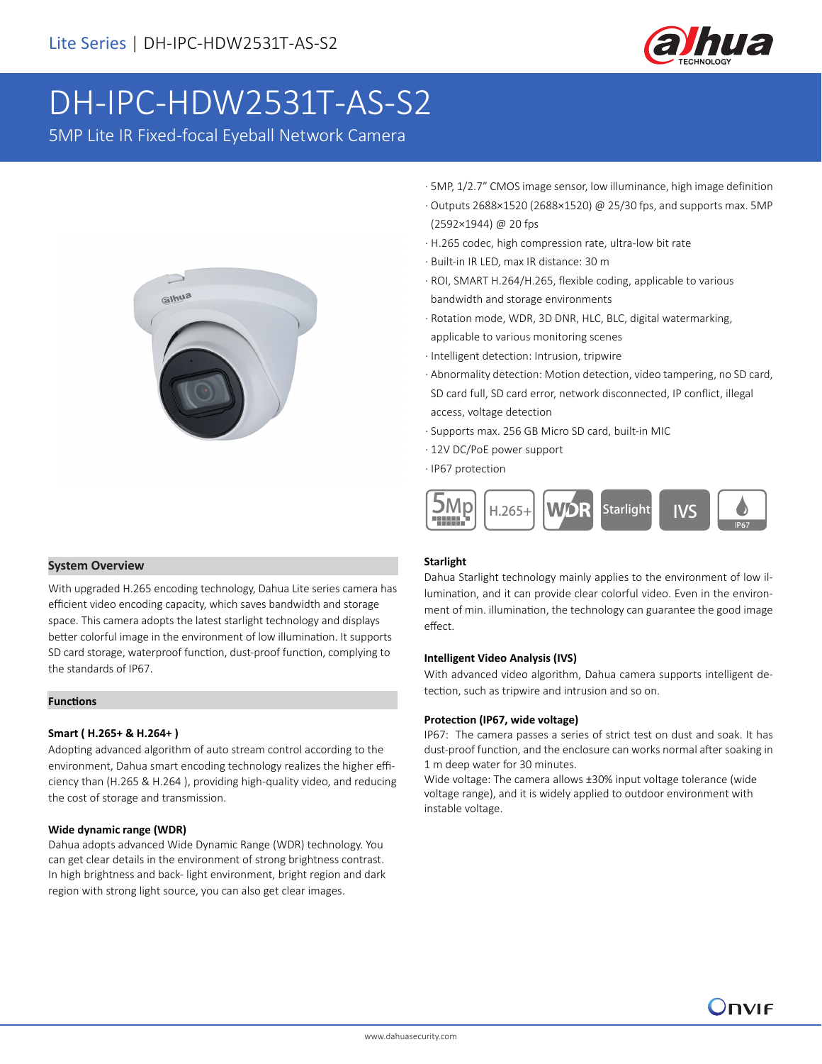Lite Series | DH-IPC-HDW2531T-AS-S2

# DH-IPC-HDW2531T-AS-S2

5MP Lite IR Fixed-focal Eyeball Network Camera

- 5MP, 1/2.7" CMOS image sensor, low illuminance, high image definition
- Outputs 2688×1520 (2688×1520) @ 25/30 fps, and supports max. 5MP (2592×1944) @ 20 fps
- H.265 codec, high compression rate, ultra-low bit rate
- Built-in IR LED, max IR distance: 30 m
- ROI, SMART H.264/H.265, flexible coding, applicable to various bandwidth and storage environments
- Rotation mode, WDR, 3D DNR, HLC, BLC, digital watermarking, applicable to various monitoring scenes
- Intelligent detection: Intrusion, tripwire
- Abnormality detection: Motion detection, video tampering, no SD card, SD card full, SD card error, network disconnected, IP conflict, illegal access, voltage detection
- Supports max. 256 GB Micro SD card, built-in MIC
- 12V DC/PoE power support
- IP67 protection

5Mp | H.265+ | WDR | Starlight | IVS | IP67

## System Overview

With upgraded H.265 encoding technology, Dahua Lite series camera has efficient video encoding capacity, which saves bandwidth and storage space. This camera adopts the latest starlight technology and displays better colorful image in the environment of low illumination. It supports SD card storage, waterproof function, dust-proof function, complying to the standards of IP67.

## Functions

### Smart ( H.265+ & H.264+ )

Adopting advanced algorithm of auto stream control according to the environment, Dahua smart encoding technology realizes the higher efficiency than (H.265 & H.264 ), providing high-quality video, and reducing the cost of storage and transmission.

### Wide dynamic range (WDR)

Dahua adopts advanced Wide Dynamic Range (WDR) technology. You can get clear details in the environment of strong brightness contrast. In high brightness and back- light environment, bright region and dark region with strong light source, you can also get clear images.

### Starlight

Dahua Starlight technology mainly applies to the environment of low illumination, and it can provide clear colorful video. Even in the environment of min. illumination, the technology can guarantee the good image effect.

### Intelligent Video Analysis (IVS)

With advanced video algorithm, Dahua camera supports intelligent detection, such as tripwire and intrusion and so on.

### Protection (IP67, wide voltage)

IP67: The camera passes a series of strict test on dust and soak. It has dust-proof function, and the enclosure can works normal after soaking in 1 m deep water for 30 minutes.

Wide voltage: The camera allows ±30% input voltage tolerance (wide voltage range), and it is widely applied to outdoor environment with instable voltage.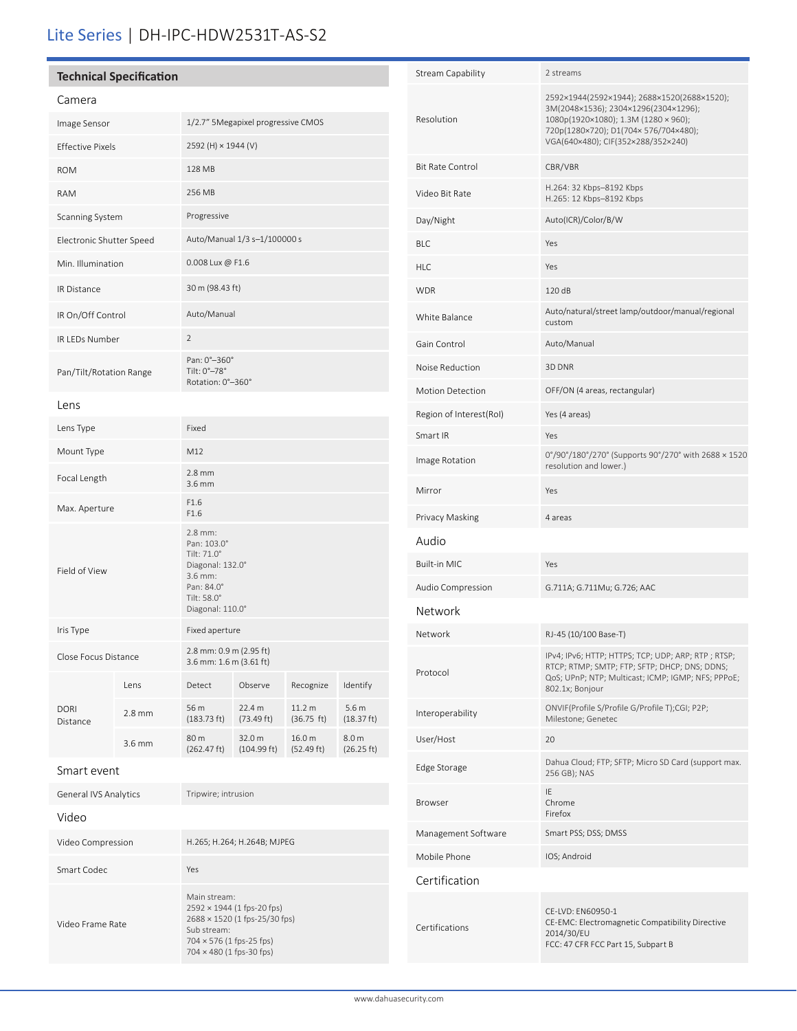# Lite Series | DH-IPC-HDW2531T-AS-S2

## Technical Specification

### Camera

| | |
|---|---|
| Image Sensor | 1/2.7" 5Megapixel progressive CMOS |
| Effective Pixels | 2592 (H) × 1944 (V) |
| ROM | 128 MB |
| RAM | 256 MB |
| Scanning System | Progressive |
| Electronic Shutter Speed | Auto/Manual 1/3 s–1/100000 s |
| Min. Illumination | 0.008 Lux @ F1.6 |
| IR Distance | 30 m (98.43 ft) |
| IR On/Off Control | Auto/Manual |
| IR LEDs Number | 2 |
| Pan/Tilt/Rotation Range | Pan: 0°–360°<br>Tilt: 0°–78°<br>Rotation: 0°–360° |

### Lens

| | |
|---|---|
| Lens Type | Fixed |
| Mount Type | M12 |
| Focal Length | 2.8 mm<br>3.6 mm |
| Max. Aperture | F1.6<br>F1.6 |
| Field of View | 2.8 mm:<br>Pan: 103.0°<br>Tilt: 71.0°<br>Diagonal: 132.0°<br>3.6 mm:<br>Pan: 84.0°<br>Tilt: 58.0°<br>Diagonal: 110.0° |
| Iris Type | Fixed aperture |
| Close Focus Distance | 2.8 mm: 0.9 m (2.95 ft)<br>3.6 mm: 1.6 m (3.61 ft) |

| DORI Distance | Lens | Detect | Observe | Recognize | Identify |
|---|---|---|---|---|---|
| | 2.8 mm | 56 m (183.73 ft) | 22.4 m (73.49 ft) | 11.2 m (36.75 ft) | 5.6 m (18.37 ft) |
| | 3.6 mm | 80 m (262.47 ft) | 32.0 m (104.99 ft) | 16.0 m (52.49 ft) | 8.0 m (26.25 ft) |

### Smart event

| | |
|---|---|
| General IVS Analytics | Tripwire; intrusion |

### Video

| | |
|---|---|
| Video Compression | H.265; H.264; H.264B; MJPEG |
| Smart Codec | Yes |
| Video Frame Rate | Main stream:<br>2592 × 1944 (1 fps-20 fps)<br>2688 × 1520 (1 fps-25/30 fps)<br>Sub stream:<br>704 × 576 (1 fps-25 fps)<br>704 × 480 (1 fps-30 fps) |
| Stream Capability | 2 streams |
| Resolution | 2592×1944(2592×1944); 2688×1520(2688×1520); 3M(2048×1536); 2304×1296(2304×1296); 1080p(1920×1080); 1.3M (1280 × 960); 720p(1280×720); D1(704× 576/704×480); VGA(640×480); CIF(352×288/352×240) |
| Bit Rate Control | CBR/VBR |
| Video Bit Rate | H.264: 32 Kbps–8192 Kbps<br>H.265: 12 Kbps–8192 Kbps |
| Day/Night | Auto(ICR)/Color/B/W |
| BLC | Yes |
| HLC | Yes |
| WDR | 120 dB |
| White Balance | Auto/natural/street lamp/outdoor/manual/regional custom |
| Gain Control | Auto/Manual |
| Noise Reduction | 3D DNR |
| Motion Detection | OFF/ON (4 areas, rectangular) |
| Region of Interest(RoI) | Yes (4 areas) |
| Smart IR | Yes |
| Image Rotation | 0°/90°/180°/270° (Supports 90°/270° with 2688 × 1520 resolution and lower.) |
| Mirror | Yes |
| Privacy Masking | 4 areas |

### Audio

| | |
|---|---|
| Built-in MIC | Yes |
| Audio Compression | G.711A; G.711Mu; G.726; AAC |

### Network

| | |
|---|---|
| Network | RJ-45 (10/100 Base-T) |
| Protocol | IPv4; IPv6; HTTP; HTTPS; TCP; UDP; ARP; RTP ; RTSP; RTCP; RTMP; SMTP; FTP; SFTP; DHCP; DNS; DDNS; QoS; UPnP; NTP; Multicast; ICMP; IGMP; NFS; PPPoE; 802.1x; Bonjour |
| Interoperability | ONVIF(Profile S/Profile G/Profile T);CGI; P2P; Milestone; Genetec |
| User/Host | 20 |
| Edge Storage | Dahua Cloud; FTP; SFTP; Micro SD Card (support max. 256 GB); NAS |
| Browser | IE<br>Chrome<br>Firefox |
| Management Software | Smart PSS; DSS; DMSS |
| Mobile Phone | IOS; Android |

### Certification

| | |
|---|---|
| Certifications | CE-LVD: EN60950-1<br>CE-EMC: Electromagnetic Compatibility Directive 2014/30/EU<br>FCC: 47 CFR FCC Part 15, Subpart B |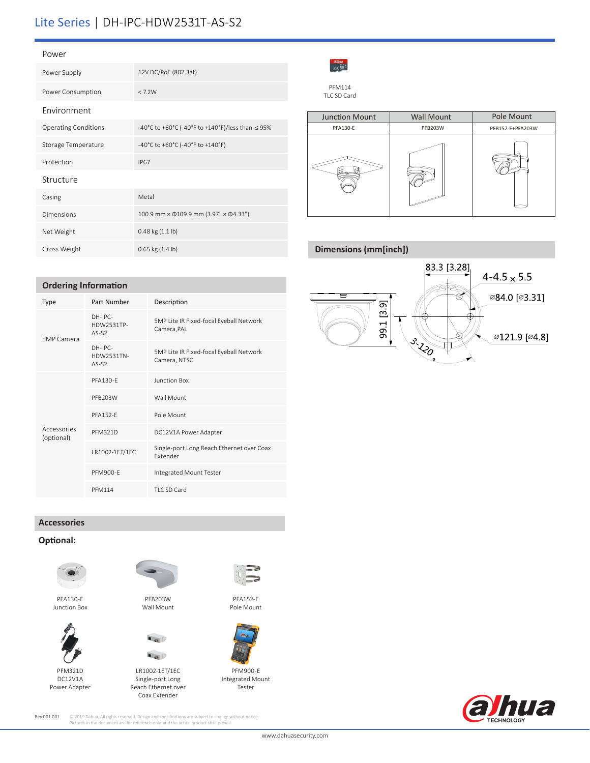# Lite Series | DH-IPC-HDW2531T-AS-S2

## Power

| | |
|---|---|
| Power Supply | 12V DC/PoE (802.3af) |
| Power Consumption | < 7.2W |

## Environment

| | |
|---|---|
| Operating Conditions | -40°C to +60°C (-40°F to +140°F)/less than ≤ 95% |
| Storage Temperature | -40°C to +60°C (-40°F to +140°F) |
| Protection | IP67 |

## Structure

| | |
|---|---|
| Casing | Metal |
| Dimensions | 100.9 mm × Φ109.9 mm (3.97" × Φ4.33") |
| Net Weight | 0.48 kg (1.1 lb) |
| Gross Weight | 0.65 kg (1.4 lb) |

## Ordering Information

| Type | Part Number | Description |
|---|---|---|
| 5MP Camera | DH-IPC-HDW2531TP-AS-S2 | 5MP Lite IR Fixed-focal Eyeball Network Camera,PAL |
| | DH-IPC-HDW2531TN-AS-S2 | 5MP Lite IR Fixed-focal Eyeball Network Camera, NTSC |
| Accessories (optional) | PFA130-E | Junction Box |
| | PFB203W | Wall Mount |
| | PFA152-E | Pole Mount |
| | PFM321D | DC12V1A Power Adapter |
| | LR1002-1ET/1EC | Single-port Long Reach Ethernet over Coax Extender |
| | PFM900-E | Integrated Mount Tester |
| | PFM114 | TLC SD Card |

## Accessories

### Optional:

PFA130-E
Junction Box

PFB203W
Wall Mount

PFA152-E
Pole Mount

PFM321D
DC12V1A
Power Adapter

LR1002-1ET/1EC
Single-port Long Reach Ethernet over Coax Extender

PFM900-E
Integrated Mount Tester

PFM114
TLC SD Card

| Junction Mount | Wall Mount | Pole Mount |
|---|---|---|
| PFA130-E | PFB203W | PFB152-E+PFA203W |

## Dimensions (mm[inch])

83.3 [3.28]
4-4.5 × 5.5
⌀84.0 [⌀3.31]
99.1 [3.9]
⌀121.9 [⌀4.8]
3-120°

Rev 001.001 © 2019 Dahua. All rights reserved. Design and specifications are subject to change without notice. Pictures in the document are for reference only, and the actual product shall prevail.

www.dahuasecurity.com